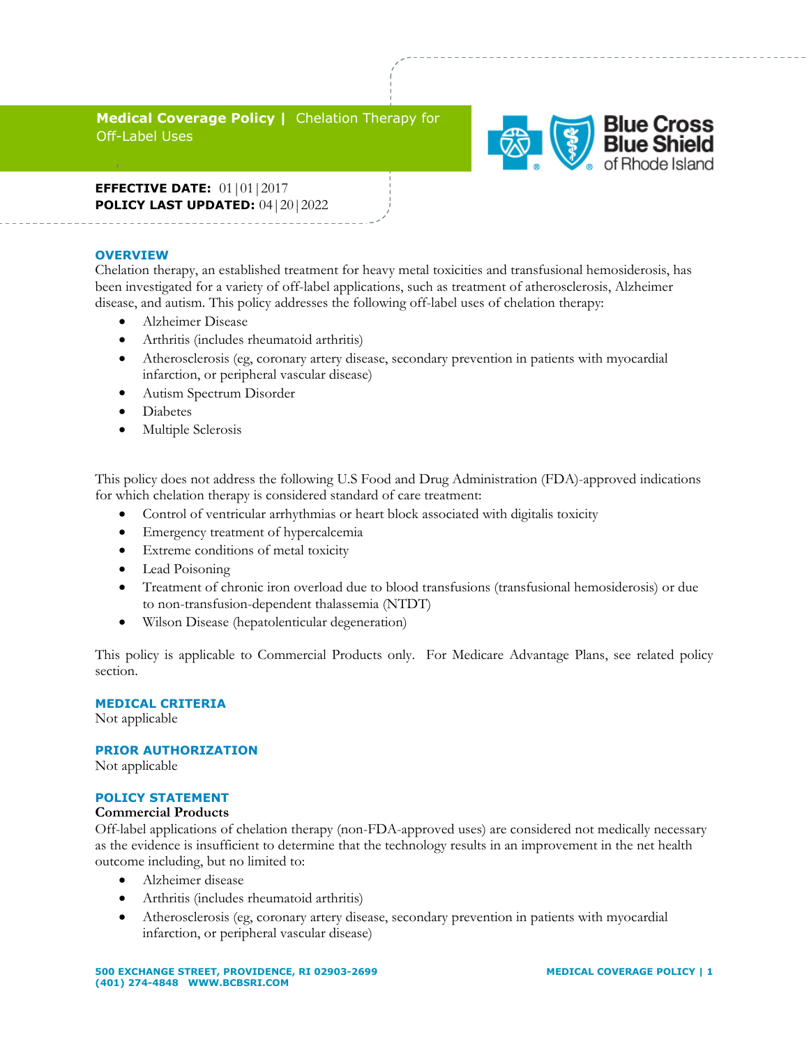# Medical Coverage Policy | Chelation Therapy for Off-Label Uses

**EFFECTIVE DATE:** 01|01|2017
**POLICY LAST UPDATED:** 04|20|2022

## OVERVIEW

Chelation therapy, an established treatment for heavy metal toxicities and transfusional hemosiderosis, has been investigated for a variety of off-label applications, such as treatment of atherosclerosis, Alzheimer disease, and autism. This policy addresses the following off-label uses of chelation therapy:

- Alzheimer Disease
- Arthritis (includes rheumatoid arthritis)
- Atherosclerosis (eg, coronary artery disease, secondary prevention in patients with myocardial infarction, or peripheral vascular disease)
- Autism Spectrum Disorder
- Diabetes
- Multiple Sclerosis

This policy does not address the following U.S Food and Drug Administration (FDA)-approved indications for which chelation therapy is considered standard of care treatment:

- Control of ventricular arrhythmias or heart block associated with digitalis toxicity
- Emergency treatment of hypercalcemia
- Extreme conditions of metal toxicity
- Lead Poisoning
- Treatment of chronic iron overload due to blood transfusions (transfusional hemosiderosis) or due to non-transfusion-dependent thalassemia (NTDT)
- Wilson Disease (hepatolenticular degeneration)

This policy is applicable to Commercial Products only. For Medicare Advantage Plans, see related policy section.

## MEDICAL CRITERIA

Not applicable

## PRIOR AUTHORIZATION

Not applicable

## POLICY STATEMENT

**Commercial Products**

Off-label applications of chelation therapy (non-FDA-approved uses) are considered not medically necessary as the evidence is insufficient to determine that the technology results in an improvement in the net health outcome including, but no limited to:

- Alzheimer disease
- Arthritis (includes rheumatoid arthritis)
- Atherosclerosis (eg, coronary artery disease, secondary prevention in patients with myocardial infarction, or peripheral vascular disease)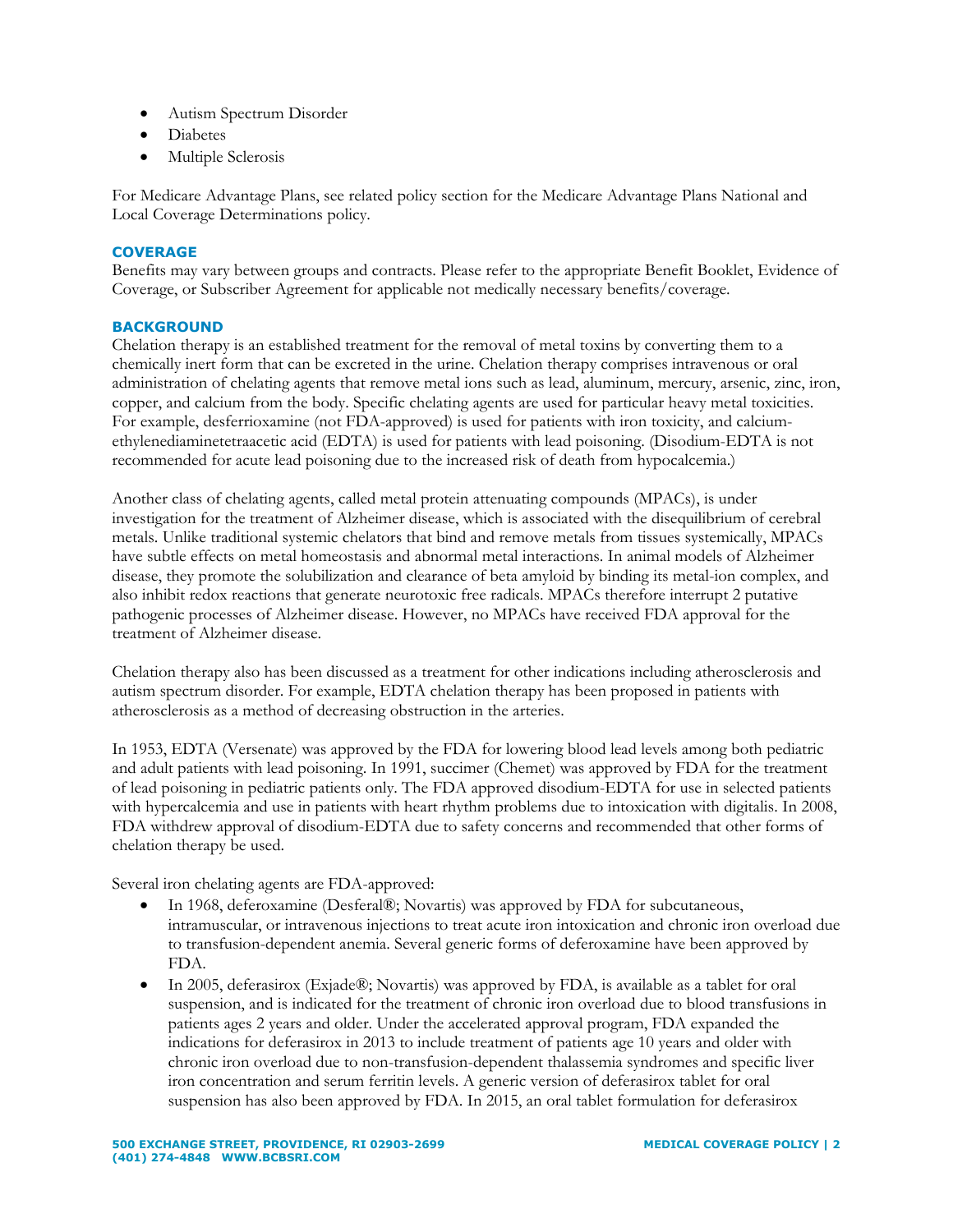- Autism Spectrum Disorder
- Diabetes
- Multiple Sclerosis

For Medicare Advantage Plans, see related policy section for the Medicare Advantage Plans National and Local Coverage Determinations policy.

### COVERAGE

Benefits may vary between groups and contracts. Please refer to the appropriate Benefit Booklet, Evidence of Coverage, or Subscriber Agreement for applicable not medically necessary benefits/coverage.

### BACKGROUND

Chelation therapy is an established treatment for the removal of metal toxins by converting them to a chemically inert form that can be excreted in the urine. Chelation therapy comprises intravenous or oral administration of chelating agents that remove metal ions such as lead, aluminum, mercury, arsenic, zinc, iron, copper, and calcium from the body. Specific chelating agents are used for particular heavy metal toxicities. For example, desferrioxamine (not FDA-approved) is used for patients with iron toxicity, and calcium-ethylenediaminetetraacetic acid (EDTA) is used for patients with lead poisoning. (Disodium-EDTA is not recommended for acute lead poisoning due to the increased risk of death from hypocalcemia.)

Another class of chelating agents, called metal protein attenuating compounds (MPACs), is under investigation for the treatment of Alzheimer disease, which is associated with the disequilibrium of cerebral metals. Unlike traditional systemic chelators that bind and remove metals from tissues systemically, MPACs have subtle effects on metal homeostasis and abnormal metal interactions. In animal models of Alzheimer disease, they promote the solubilization and clearance of beta amyloid by binding its metal-ion complex, and also inhibit redox reactions that generate neurotoxic free radicals. MPACs therefore interrupt 2 putative pathogenic processes of Alzheimer disease. However, no MPACs have received FDA approval for the treatment of Alzheimer disease.

Chelation therapy also has been discussed as a treatment for other indications including atherosclerosis and autism spectrum disorder. For example, EDTA chelation therapy has been proposed in patients with atherosclerosis as a method of decreasing obstruction in the arteries.

In 1953, EDTA (Versenate) was approved by the FDA for lowering blood lead levels among both pediatric and adult patients with lead poisoning. In 1991, succimer (Chemet) was approved by FDA for the treatment of lead poisoning in pediatric patients only. The FDA approved disodium-EDTA for use in selected patients with hypercalcemia and use in patients with heart rhythm problems due to intoxication with digitalis. In 2008, FDA withdrew approval of disodium-EDTA due to safety concerns and recommended that other forms of chelation therapy be used.

Several iron chelating agents are FDA-approved:

- In 1968, deferoxamine (Desferal®; Novartis) was approved by FDA for subcutaneous, intramuscular, or intravenous injections to treat acute iron intoxication and chronic iron overload due to transfusion-dependent anemia. Several generic forms of deferoxamine have been approved by FDA.
- In 2005, deferasirox (Exjade®; Novartis) was approved by FDA, is available as a tablet for oral suspension, and is indicated for the treatment of chronic iron overload due to blood transfusions in patients ages 2 years and older. Under the accelerated approval program, FDA expanded the indications for deferasirox in 2013 to include treatment of patients age 10 years and older with chronic iron overload due to non-transfusion-dependent thalassemia syndromes and specific liver iron concentration and serum ferritin levels. A generic version of deferasirox tablet for oral suspension has also been approved by FDA. In 2015, an oral tablet formulation for deferasirox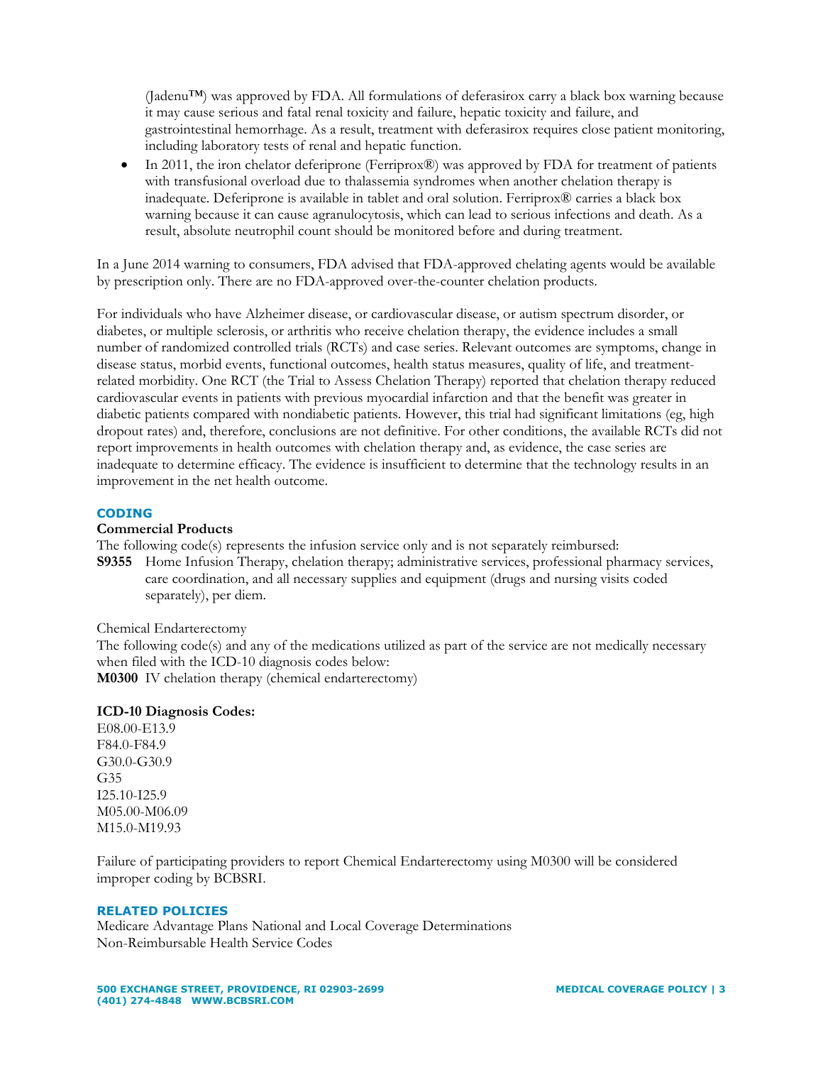(Jadenu™) was approved by FDA. All formulations of deferasirox carry a black box warning because it may cause serious and fatal renal toxicity and failure, hepatic toxicity and failure, and gastrointestinal hemorrhage. As a result, treatment with deferasirox requires close patient monitoring, including laboratory tests of renal and hepatic function.

- In 2011, the iron chelator deferiprone (Ferriprox®) was approved by FDA for treatment of patients with transfusional overload due to thalassemia syndromes when another chelation therapy is inadequate. Deferiprone is available in tablet and oral solution. Ferriprox® carries a black box warning because it can cause agranulocytosis, which can lead to serious infections and death. As a result, absolute neutrophil count should be monitored before and during treatment.

In a June 2014 warning to consumers, FDA advised that FDA-approved chelating agents would be available by prescription only. There are no FDA-approved over-the-counter chelation products.

For individuals who have Alzheimer disease, or cardiovascular disease, or autism spectrum disorder, or diabetes, or multiple sclerosis, or arthritis who receive chelation therapy, the evidence includes a small number of randomized controlled trials (RCTs) and case series. Relevant outcomes are symptoms, change in disease status, morbid events, functional outcomes, health status measures, quality of life, and treatment-related morbidity. One RCT (the Trial to Assess Chelation Therapy) reported that chelation therapy reduced cardiovascular events in patients with previous myocardial infarction and that the benefit was greater in diabetic patients compared with nondiabetic patients. However, this trial had significant limitations (eg, high dropout rates) and, therefore, conclusions are not definitive. For other conditions, the available RCTs did not report improvements in health outcomes with chelation therapy and, as evidence, the case series are inadequate to determine efficacy. The evidence is insufficient to determine that the technology results in an improvement in the net health outcome.

## CODING

**Commercial Products**

The following code(s) represents the infusion service only and is not separately reimbursed:

**S9355** Home Infusion Therapy, chelation therapy; administrative services, professional pharmacy services, care coordination, and all necessary supplies and equipment (drugs and nursing visits coded separately), per diem.

Chemical Endarterectomy

The following code(s) and any of the medications utilized as part of the service are not medically necessary when filed with the ICD-10 diagnosis codes below:

**M0300** IV chelation therapy (chemical endarterectomy)

**ICD-10 Diagnosis Codes:**

E08.00-E13.9
F84.0-F84.9
G30.0-G30.9
G35
I25.10-I25.9
M05.00-M06.09
M15.0-M19.93

Failure of participating providers to report Chemical Endarterectomy using M0300 will be considered improper coding by BCBSRI.

## RELATED POLICIES

Medicare Advantage Plans National and Local Coverage Determinations
Non-Reimbursable Health Service Codes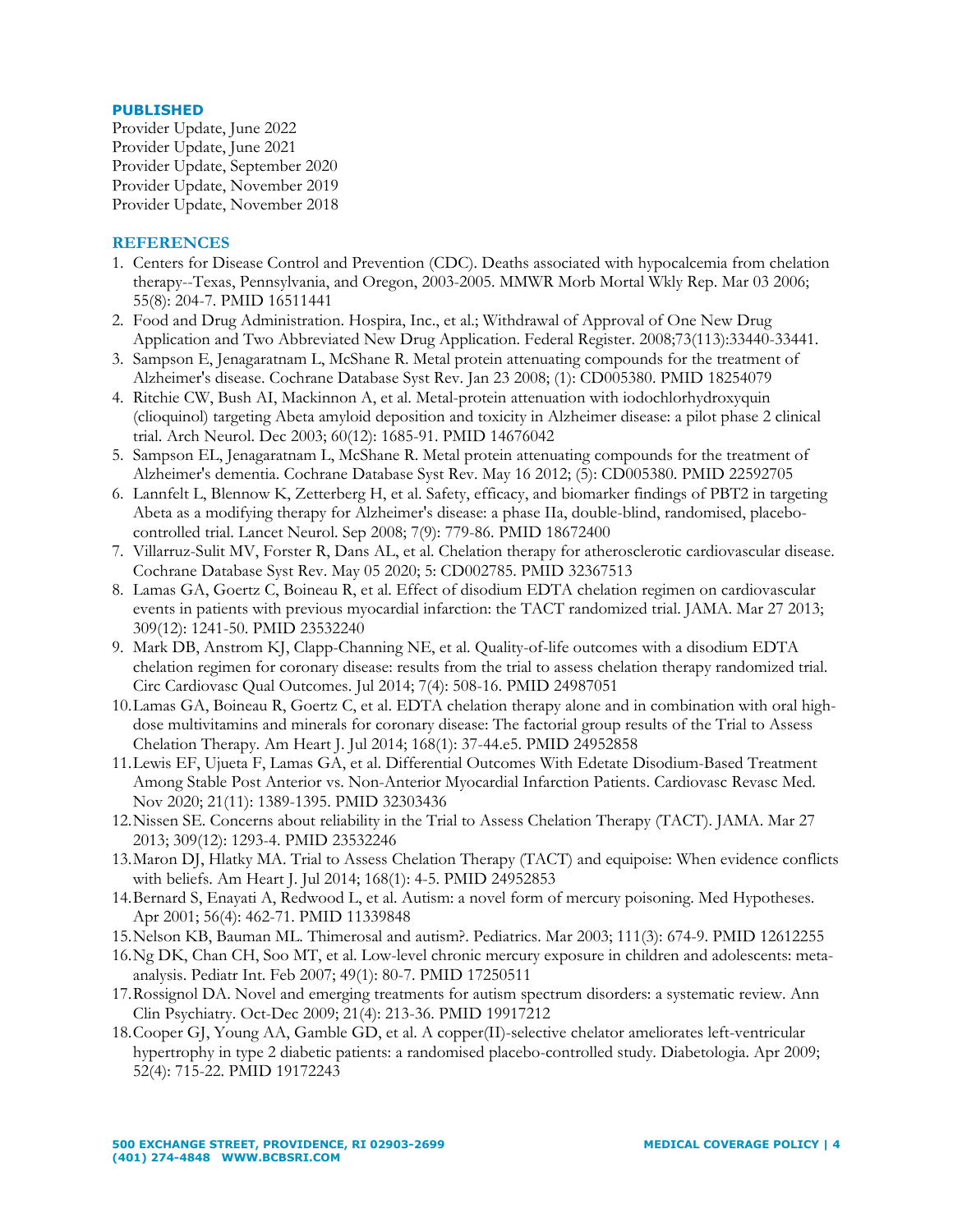## PUBLISHED

Provider Update, June 2022
Provider Update, June 2021
Provider Update, September 2020
Provider Update, November 2019
Provider Update, November 2018

## REFERENCES

1. Centers for Disease Control and Prevention (CDC). Deaths associated with hypocalcemia from chelation therapy--Texas, Pennsylvania, and Oregon, 2003-2005. MMWR Morb Mortal Wkly Rep. Mar 03 2006; 55(8): 204-7. PMID 16511441
2. Food and Drug Administration. Hospira, Inc., et al.; Withdrawal of Approval of One New Drug Application and Two Abbreviated New Drug Application. Federal Register. 2008;73(113):33440-33441.
3. Sampson E, Jenagaratnam L, McShane R. Metal protein attenuating compounds for the treatment of Alzheimer's disease. Cochrane Database Syst Rev. Jan 23 2008; (1): CD005380. PMID 18254079
4. Ritchie CW, Bush AI, Mackinnon A, et al. Metal-protein attenuation with iodochlorhydroxyquin (clioquinol) targeting Abeta amyloid deposition and toxicity in Alzheimer disease: a pilot phase 2 clinical trial. Arch Neurol. Dec 2003; 60(12): 1685-91. PMID 14676042
5. Sampson EL, Jenagaratnam L, McShane R. Metal protein attenuating compounds for the treatment of Alzheimer's dementia. Cochrane Database Syst Rev. May 16 2012; (5): CD005380. PMID 22592705
6. Lannfelt L, Blennow K, Zetterberg H, et al. Safety, efficacy, and biomarker findings of PBT2 in targeting Abeta as a modifying therapy for Alzheimer's disease: a phase IIa, double-blind, randomised, placebo-controlled trial. Lancet Neurol. Sep 2008; 7(9): 779-86. PMID 18672400
7. Villarruz-Sulit MV, Forster R, Dans AL, et al. Chelation therapy for atherosclerotic cardiovascular disease. Cochrane Database Syst Rev. May 05 2020; 5: CD002785. PMID 32367513
8. Lamas GA, Goertz C, Boineau R, et al. Effect of disodium EDTA chelation regimen on cardiovascular events in patients with previous myocardial infarction: the TACT randomized trial. JAMA. Mar 27 2013; 309(12): 1241-50. PMID 23532240
9. Mark DB, Anstrom KJ, Clapp-Channing NE, et al. Quality-of-life outcomes with a disodium EDTA chelation regimen for coronary disease: results from the trial to assess chelation therapy randomized trial. Circ Cardiovasc Qual Outcomes. Jul 2014; 7(4): 508-16. PMID 24987051
10. Lamas GA, Boineau R, Goertz C, et al. EDTA chelation therapy alone and in combination with oral high-dose multivitamins and minerals for coronary disease: The factorial group results of the Trial to Assess Chelation Therapy. Am Heart J. Jul 2014; 168(1): 37-44.e5. PMID 24952858
11. Lewis EF, Ujueta F, Lamas GA, et al. Differential Outcomes With Edetate Disodium-Based Treatment Among Stable Post Anterior vs. Non-Anterior Myocardial Infarction Patients. Cardiovasc Revasc Med. Nov 2020; 21(11): 1389-1395. PMID 32303436
12. Nissen SE. Concerns about reliability in the Trial to Assess Chelation Therapy (TACT). JAMA. Mar 27 2013; 309(12): 1293-4. PMID 23532246
13. Maron DJ, Hlatky MA. Trial to Assess Chelation Therapy (TACT) and equipoise: When evidence conflicts with beliefs. Am Heart J. Jul 2014; 168(1): 4-5. PMID 24952853
14. Bernard S, Enayati A, Redwood L, et al. Autism: a novel form of mercury poisoning. Med Hypotheses. Apr 2001; 56(4): 462-71. PMID 11339848
15. Nelson KB, Bauman ML. Thimerosal and autism?. Pediatrics. Mar 2003; 111(3): 674-9. PMID 12612255
16. Ng DK, Chan CH, Soo MT, et al. Low-level chronic mercury exposure in children and adolescents: meta-analysis. Pediatr Int. Feb 2007; 49(1): 80-7. PMID 17250511
17. Rossignol DA. Novel and emerging treatments for autism spectrum disorders: a systematic review. Ann Clin Psychiatry. Oct-Dec 2009; 21(4): 213-36. PMID 19917212
18. Cooper GJ, Young AA, Gamble GD, et al. A copper(II)-selective chelator ameliorates left-ventricular hypertrophy in type 2 diabetic patients: a randomised placebo-controlled study. Diabetologia. Apr 2009; 52(4): 715-22. PMID 19172243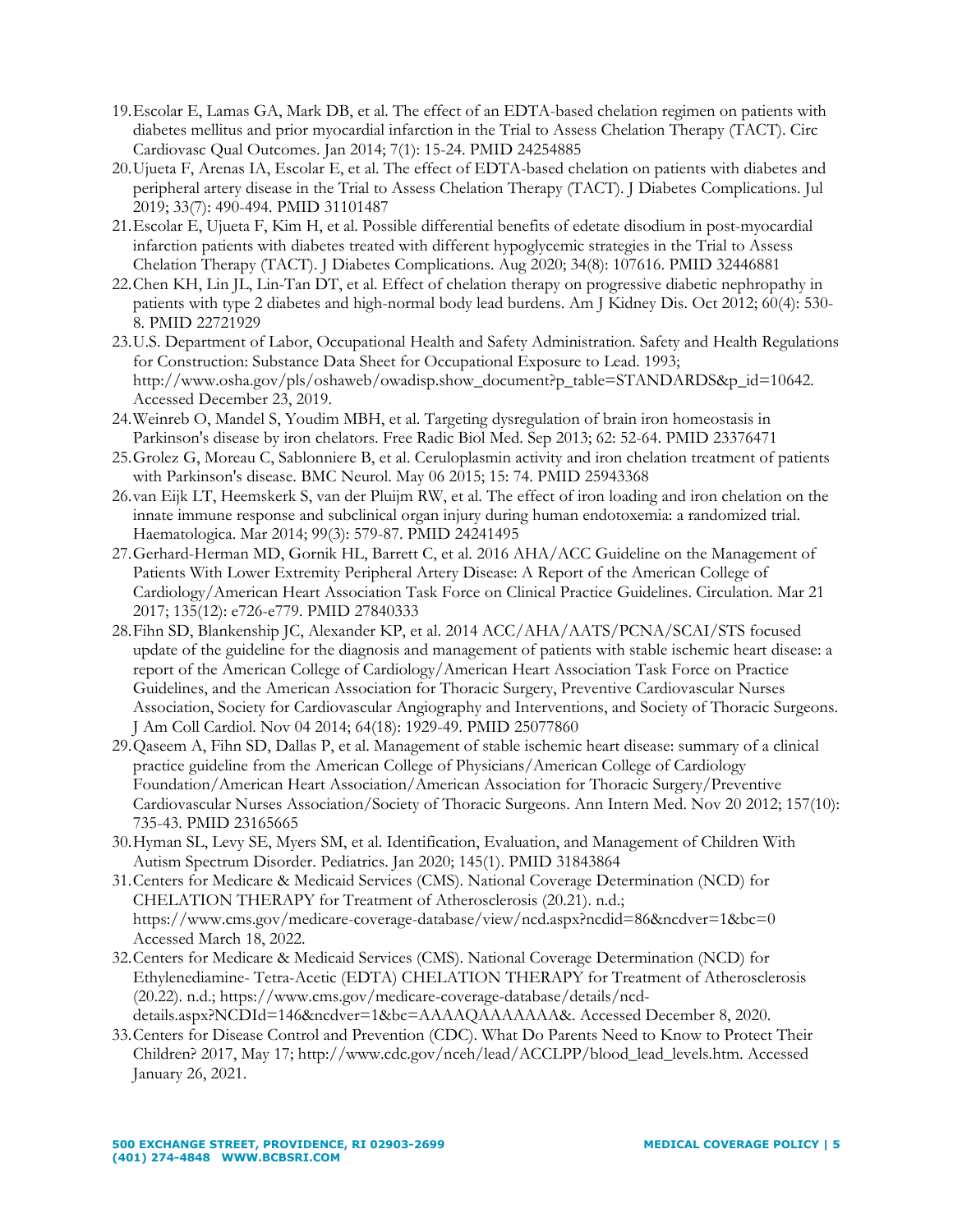19. Escolar E, Lamas GA, Mark DB, et al. The effect of an EDTA-based chelation regimen on patients with diabetes mellitus and prior myocardial infarction in the Trial to Assess Chelation Therapy (TACT). Circ Cardiovasc Qual Outcomes. Jan 2014; 7(1): 15-24. PMID 24254885
20. Ujueta F, Arenas IA, Escolar E, et al. The effect of EDTA-based chelation on patients with diabetes and peripheral artery disease in the Trial to Assess Chelation Therapy (TACT). J Diabetes Complications. Jul 2019; 33(7): 490-494. PMID 31101487
21. Escolar E, Ujueta F, Kim H, et al. Possible differential benefits of edetate disodium in post-myocardial infarction patients with diabetes treated with different hypoglycemic strategies in the Trial to Assess Chelation Therapy (TACT). J Diabetes Complications. Aug 2020; 34(8): 107616. PMID 32446881
22. Chen KH, Lin JL, Lin-Tan DT, et al. Effect of chelation therapy on progressive diabetic nephropathy in patients with type 2 diabetes and high-normal body lead burdens. Am J Kidney Dis. Oct 2012; 60(4): 530-8. PMID 22721929
23. U.S. Department of Labor, Occupational Health and Safety Administration. Safety and Health Regulations for Construction: Substance Data Sheet for Occupational Exposure to Lead. 1993; http://www.osha.gov/pls/oshaweb/owadisp.show_document?p_table=STANDARDS&p_id=10642. Accessed December 23, 2019.
24. Weinreb O, Mandel S, Youdim MBH, et al. Targeting dysregulation of brain iron homeostasis in Parkinson's disease by iron chelators. Free Radic Biol Med. Sep 2013; 62: 52-64. PMID 23376471
25. Grolez G, Moreau C, Sablonniere B, et al. Ceruloplasmin activity and iron chelation treatment of patients with Parkinson's disease. BMC Neurol. May 06 2015; 15: 74. PMID 25943368
26. van Eijk LT, Heemskerk S, van der Pluijm RW, et al. The effect of iron loading and iron chelation on the innate immune response and subclinical organ injury during human endotoxemia: a randomized trial. Haematologica. Mar 2014; 99(3): 579-87. PMID 24241495
27. Gerhard-Herman MD, Gornik HL, Barrett C, et al. 2016 AHA/ACC Guideline on the Management of Patients With Lower Extremity Peripheral Artery Disease: A Report of the American College of Cardiology/American Heart Association Task Force on Clinical Practice Guidelines. Circulation. Mar 21 2017; 135(12): e726-e779. PMID 27840333
28. Fihn SD, Blankenship JC, Alexander KP, et al. 2014 ACC/AHA/AATS/PCNA/SCAI/STS focused update of the guideline for the diagnosis and management of patients with stable ischemic heart disease: a report of the American College of Cardiology/American Heart Association Task Force on Practice Guidelines, and the American Association for Thoracic Surgery, Preventive Cardiovascular Nurses Association, Society for Cardiovascular Angiography and Interventions, and Society of Thoracic Surgeons. J Am Coll Cardiol. Nov 04 2014; 64(18): 1929-49. PMID 25077860
29. Qaseem A, Fihn SD, Dallas P, et al. Management of stable ischemic heart disease: summary of a clinical practice guideline from the American College of Physicians/American College of Cardiology Foundation/American Heart Association/American Association for Thoracic Surgery/Preventive Cardiovascular Nurses Association/Society of Thoracic Surgeons. Ann Intern Med. Nov 20 2012; 157(10): 735-43. PMID 23165665
30. Hyman SL, Levy SE, Myers SM, et al. Identification, Evaluation, and Management of Children With Autism Spectrum Disorder. Pediatrics. Jan 2020; 145(1). PMID 31843864
31. Centers for Medicare & Medicaid Services (CMS). National Coverage Determination (NCD) for CHELATION THERAPY for Treatment of Atherosclerosis (20.21). n.d.; https://www.cms.gov/medicare-coverage-database/view/ncd.aspx?ncdid=86&ncdver=1&bc=0 Accessed March 18, 2022.
32. Centers for Medicare & Medicaid Services (CMS). National Coverage Determination (NCD) for Ethylenediamine- Tetra-Acetic (EDTA) CHELATION THERAPY for Treatment of Atherosclerosis (20.22). n.d.; https://www.cms.gov/medicare-coverage-database/details/ncd-details.aspx?NCDId=146&ncdver=1&bc=AAAAQAAAAAAA&. Accessed December 8, 2020.
33. Centers for Disease Control and Prevention (CDC). What Do Parents Need to Know to Protect Their Children? 2017, May 17; http://www.cdc.gov/nceh/lead/ACCLPP/blood_lead_levels.htm. Accessed January 26, 2021.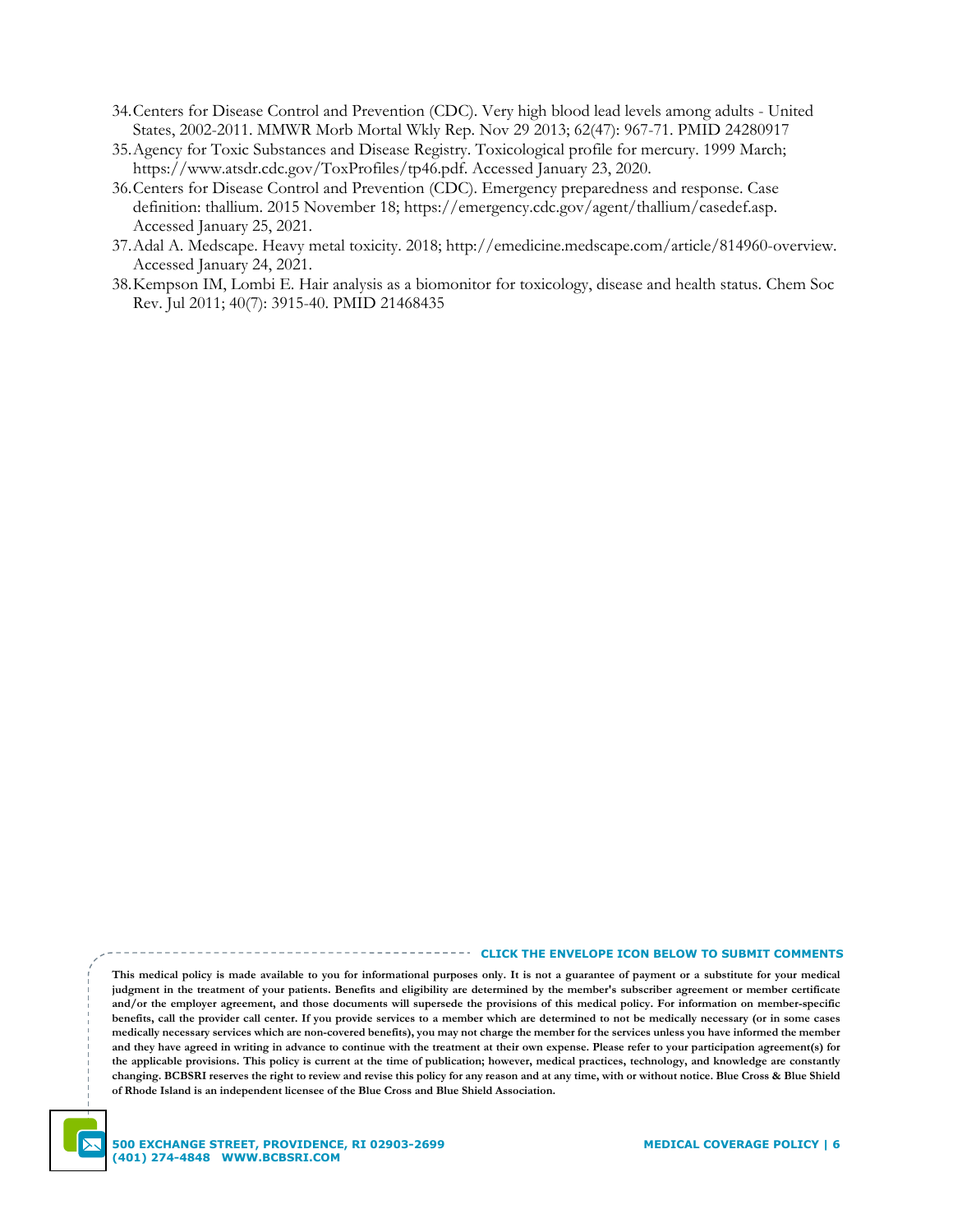34. Centers for Disease Control and Prevention (CDC). Very high blood lead levels among adults - United States, 2002-2011. MMWR Morb Mortal Wkly Rep. Nov 29 2013; 62(47): 967-71. PMID 24280917
35. Agency for Toxic Substances and Disease Registry. Toxicological profile for mercury. 1999 March; https://www.atsdr.cdc.gov/ToxProfiles/tp46.pdf. Accessed January 23, 2020.
36. Centers for Disease Control and Prevention (CDC). Emergency preparedness and response. Case definition: thallium. 2015 November 18; https://emergency.cdc.gov/agent/thallium/casedef.asp. Accessed January 25, 2021.
37. Adal A. Medscape. Heavy metal toxicity. 2018; http://emedicine.medscape.com/article/814960-overview. Accessed January 24, 2021.
38. Kempson IM, Lombi E. Hair analysis as a biomonitor for toxicology, disease and health status. Chem Soc Rev. Jul 2011; 40(7): 3915-40. PMID 21468435

**CLICK THE ENVELOPE ICON BELOW TO SUBMIT COMMENTS**

**This medical policy is made available to you for informational purposes only. It is not a guarantee of payment or a substitute for your medical judgment in the treatment of your patients. Benefits and eligibility are determined by the member's subscriber agreement or member certificate and/or the employer agreement, and those documents will supersede the provisions of this medical policy. For information on member-specific benefits, call the provider call center. If you provide services to a member which are determined to not be medically necessary (or in some cases medically necessary services which are non-covered benefits), you may not charge the member for the services unless you have informed the member and they have agreed in writing in advance to continue with the treatment at their own expense. Please refer to your participation agreement(s) for the applicable provisions. This policy is current at the time of publication; however, medical practices, technology, and knowledge are constantly changing. BCBSRI reserves the right to review and revise this policy for any reason and at any time, with or without notice. Blue Cross & Blue Shield of Rhode Island is an independent licensee of the Blue Cross and Blue Shield Association.**

**500 EXCHANGE STREET, PROVIDENCE, RI 02903-2699**
**(401) 274-4848 WWW.BCBSRI.COM**